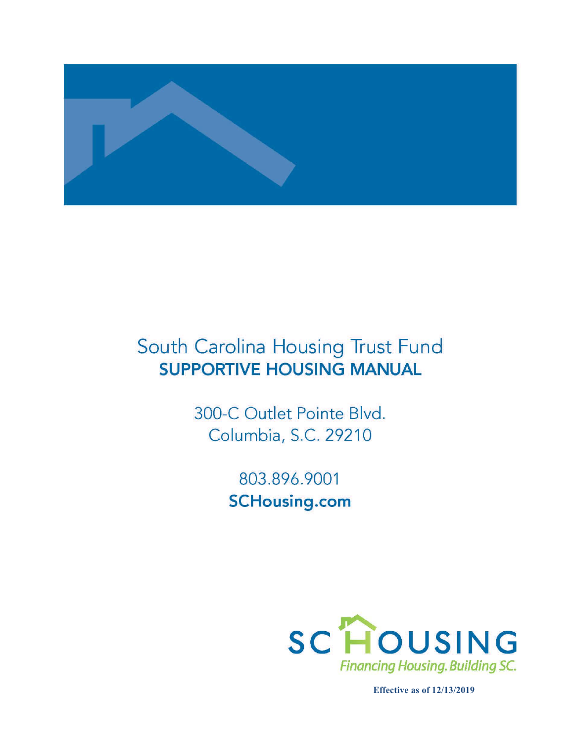# South Carolina Housing Trust Fund

## SUPPORTIVE HOUSING MANUAL

300-C Outlet Pointe Blvd.
Columbia, S.C. 29210

803.896.9001
**SCHousing.com**

SC HOUSING
*Financing Housing. Building SC.*

**Effective as of 12/13/2019**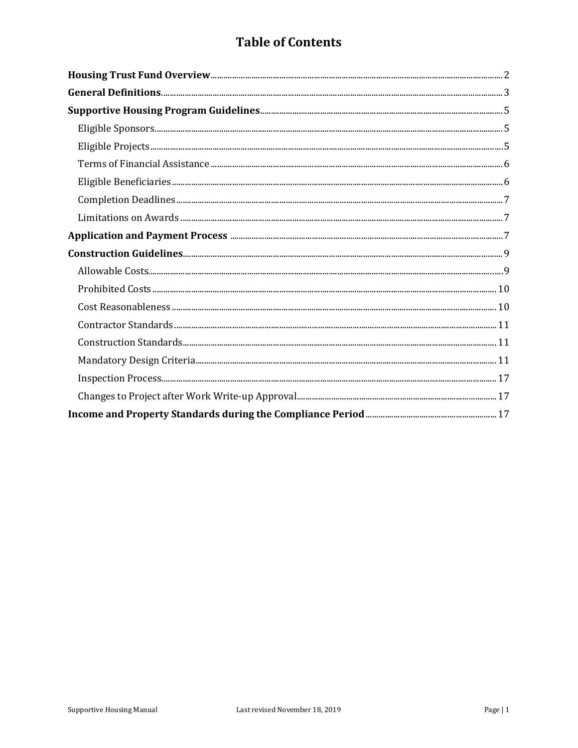# Table of Contents

**Housing Trust Fund Overview** ..... 2

**General Definitions** ..... 3

**Supportive Housing Program Guidelines** ..... 5

- Eligible Sponsors ..... 5
- Eligible Projects ..... 5
- Terms of Financial Assistance ..... 6
- Eligible Beneficiaries ..... 6
- Completion Deadlines ..... 7
- Limitations on Awards ..... 7

**Application and Payment Process** ..... 7

**Construction Guidelines** ..... 9

- Allowable Costs ..... 9
- Prohibited Costs ..... 10
- Cost Reasonableness ..... 10
- Contractor Standards ..... 11
- Construction Standards ..... 11
- Mandatory Design Criteria ..... 11
- Inspection Process ..... 17
- Changes to Project after Work Write-up Approval ..... 17

**Income and Property Standards during the Compliance Period** ..... 17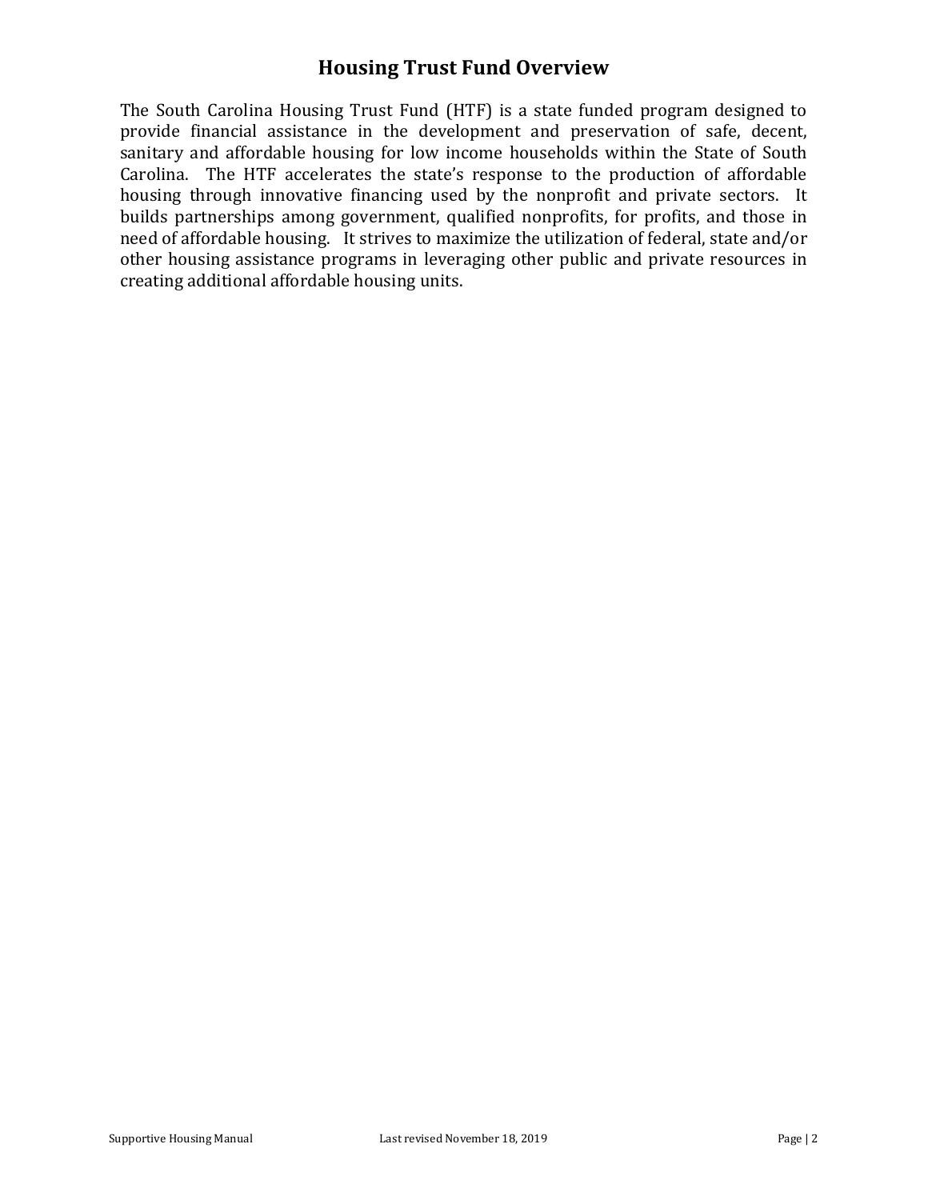# Housing Trust Fund Overview

The South Carolina Housing Trust Fund (HTF) is a state funded program designed to provide financial assistance in the development and preservation of safe, decent, sanitary and affordable housing for low income households within the State of South Carolina. The HTF accelerates the state's response to the production of affordable housing through innovative financing used by the nonprofit and private sectors. It builds partnerships among government, qualified nonprofits, for profits, and those in need of affordable housing. It strives to maximize the utilization of federal, state and/or other housing assistance programs in leveraging other public and private resources in creating additional affordable housing units.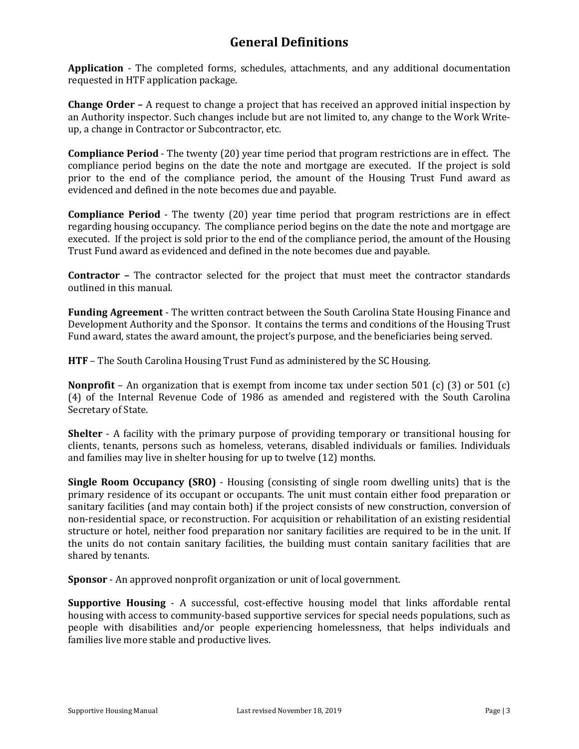# General Definitions

**Application** - The completed forms, schedules, attachments, and any additional documentation requested in HTF application package.

**Change Order –** A request to change a project that has received an approved initial inspection by an Authority inspector. Such changes include but are not limited to, any change to the Work Write-up, a change in Contractor or Subcontractor, etc.

**Compliance Period** - The twenty (20) year time period that program restrictions are in effect. The compliance period begins on the date the note and mortgage are executed. If the project is sold prior to the end of the compliance period, the amount of the Housing Trust Fund award as evidenced and defined in the note becomes due and payable.

**Compliance Period** - The twenty (20) year time period that program restrictions are in effect regarding housing occupancy. The compliance period begins on the date the note and mortgage are executed. If the project is sold prior to the end of the compliance period, the amount of the Housing Trust Fund award as evidenced and defined in the note becomes due and payable.

**Contractor –** The contractor selected for the project that must meet the contractor standards outlined in this manual.

**Funding Agreement** - The written contract between the South Carolina State Housing Finance and Development Authority and the Sponsor. It contains the terms and conditions of the Housing Trust Fund award, states the award amount, the project's purpose, and the beneficiaries being served.

**HTF** – The South Carolina Housing Trust Fund as administered by the SC Housing.

**Nonprofit** – An organization that is exempt from income tax under section 501 (c) (3) or 501 (c) (4) of the Internal Revenue Code of 1986 as amended and registered with the South Carolina Secretary of State.

**Shelter** - A facility with the primary purpose of providing temporary or transitional housing for clients, tenants, persons such as homeless, veterans, disabled individuals or families. Individuals and families may live in shelter housing for up to twelve (12) months.

**Single Room Occupancy (SRO)** - Housing (consisting of single room dwelling units) that is the primary residence of its occupant or occupants. The unit must contain either food preparation or sanitary facilities (and may contain both) if the project consists of new construction, conversion of non-residential space, or reconstruction. For acquisition or rehabilitation of an existing residential structure or hotel, neither food preparation nor sanitary facilities are required to be in the unit. If the units do not contain sanitary facilities, the building must contain sanitary facilities that are shared by tenants.

**Sponsor** - An approved nonprofit organization or unit of local government.

**Supportive Housing** - A successful, cost-effective housing model that links affordable rental housing with access to community-based supportive services for special needs populations, such as people with disabilities and/or people experiencing homelessness, that helps individuals and families live more stable and productive lives.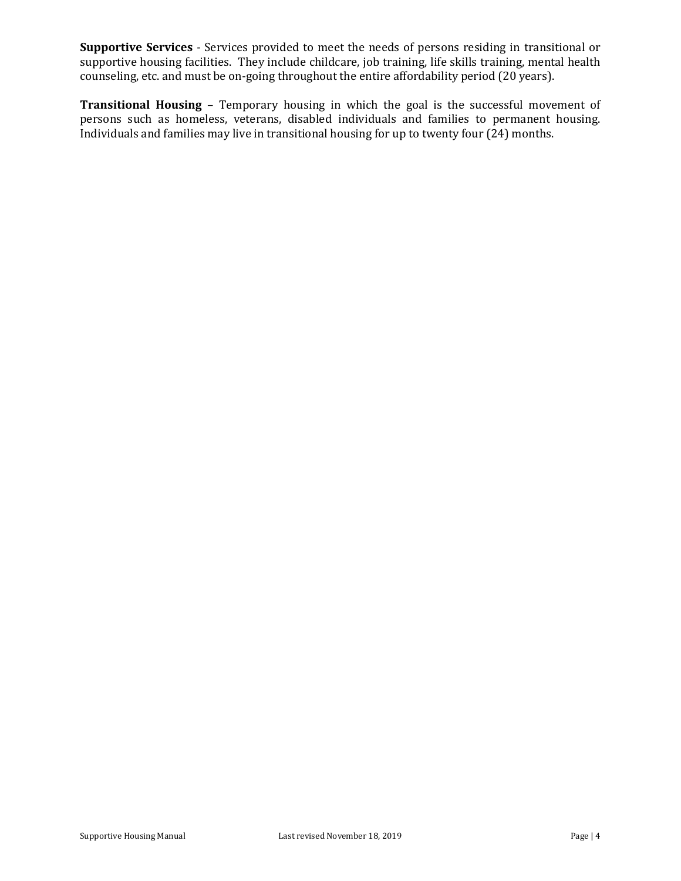**Supportive Services** - Services provided to meet the needs of persons residing in transitional or supportive housing facilities. They include childcare, job training, life skills training, mental health counseling, etc. and must be on-going throughout the entire affordability period (20 years).

**Transitional Housing** – Temporary housing in which the goal is the successful movement of persons such as homeless, veterans, disabled individuals and families to permanent housing. Individuals and families may live in transitional housing for up to twenty four (24) months.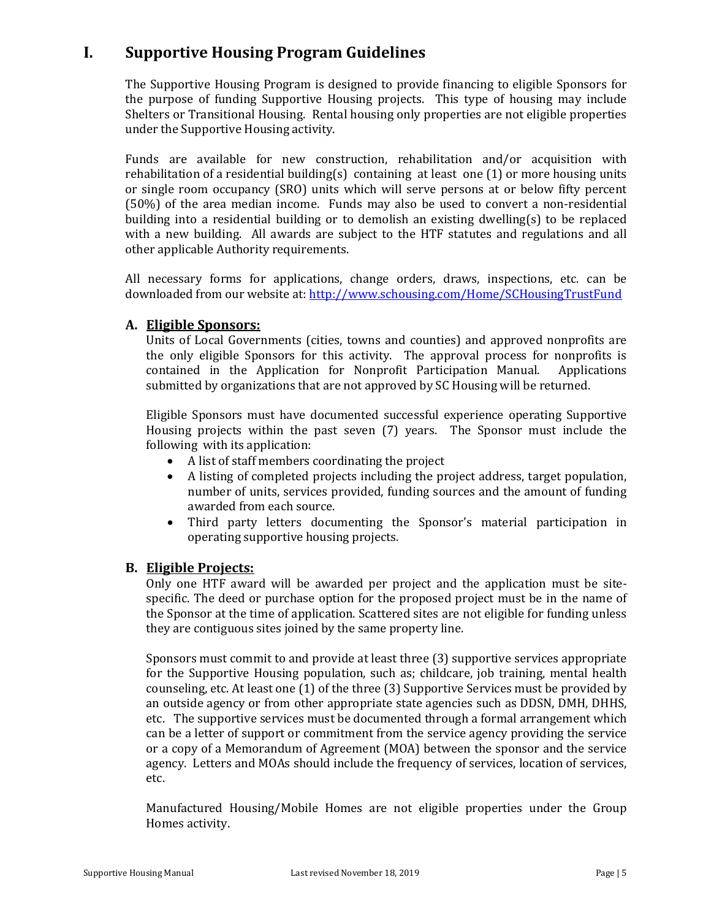# I. Supportive Housing Program Guidelines

The Supportive Housing Program is designed to provide financing to eligible Sponsors for the purpose of funding Supportive Housing projects. This type of housing may include Shelters or Transitional Housing. Rental housing only properties are not eligible properties under the Supportive Housing activity.

Funds are available for new construction, rehabilitation and/or acquisition with rehabilitation of a residential building(s) containing at least one (1) or more housing units or single room occupancy (SRO) units which will serve persons at or below fifty percent (50%) of the area median income. Funds may also be used to convert a non-residential building into a residential building or to demolish an existing dwelling(s) to be replaced with a new building. All awards are subject to the HTF statutes and regulations and all other applicable Authority requirements.

All necessary forms for applications, change orders, draws, inspections, etc. can be downloaded from our website at: http://www.schousing.com/Home/SCHousingTrustFund

## A. Eligible Sponsors:

Units of Local Governments (cities, towns and counties) and approved nonprofits are the only eligible Sponsors for this activity. The approval process for nonprofits is contained in the Application for Nonprofit Participation Manual. Applications submitted by organizations that are not approved by SC Housing will be returned.

Eligible Sponsors must have documented successful experience operating Supportive Housing projects within the past seven (7) years. The Sponsor must include the following with its application:

- A list of staff members coordinating the project
- A listing of completed projects including the project address, target population, number of units, services provided, funding sources and the amount of funding awarded from each source.
- Third party letters documenting the Sponsor's material participation in operating supportive housing projects.

## B. Eligible Projects:

Only one HTF award will be awarded per project and the application must be site-specific. The deed or purchase option for the proposed project must be in the name of the Sponsor at the time of application. Scattered sites are not eligible for funding unless they are contiguous sites joined by the same property line.

Sponsors must commit to and provide at least three (3) supportive services appropriate for the Supportive Housing population, such as; childcare, job training, mental health counseling, etc. At least one (1) of the three (3) Supportive Services must be provided by an outside agency or from other appropriate state agencies such as DDSN, DMH, DHHS, etc. The supportive services must be documented through a formal arrangement which can be a letter of support or commitment from the service agency providing the service or a copy of a Memorandum of Agreement (MOA) between the sponsor and the service agency. Letters and MOAs should include the frequency of services, location of services, etc.

Manufactured Housing/Mobile Homes are not eligible properties under the Group Homes activity.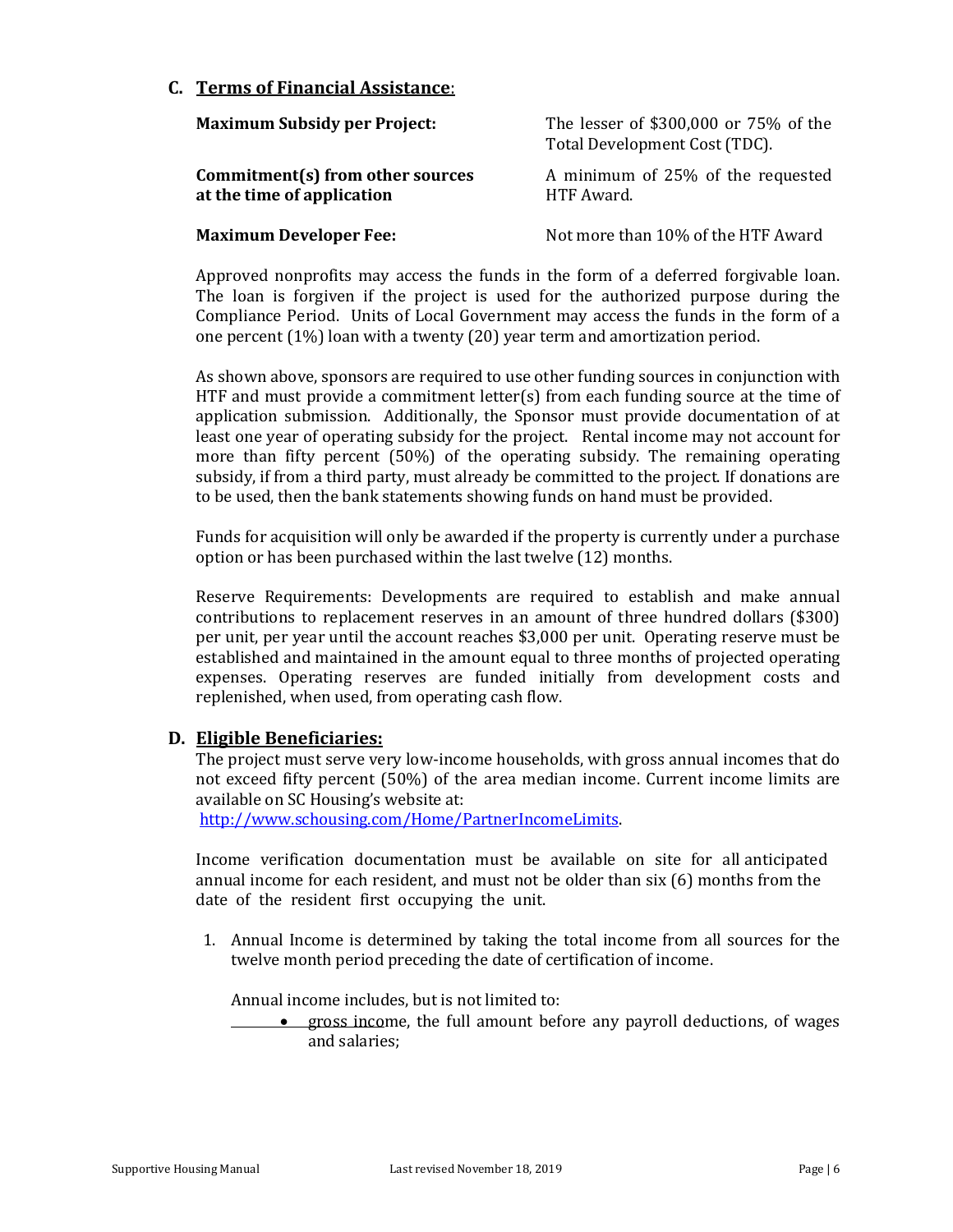## C. Terms of Financial Assistance:

| | |
|---|---|
| **Maximum Subsidy per Project:** | The lesser of $300,000 or 75% of the Total Development Cost (TDC). |
| **Commitment(s) from other sources at the time of application** | A minimum of 25% of the requested HTF Award. |
| **Maximum Developer Fee:** | Not more than 10% of the HTF Award |

Approved nonprofits may access the funds in the form of a deferred forgivable loan. The loan is forgiven if the project is used for the authorized purpose during the Compliance Period. Units of Local Government may access the funds in the form of a one percent (1%) loan with a twenty (20) year term and amortization period.

As shown above, sponsors are required to use other funding sources in conjunction with HTF and must provide a commitment letter(s) from each funding source at the time of application submission. Additionally, the Sponsor must provide documentation of at least one year of operating subsidy for the project. Rental income may not account for more than fifty percent (50%) of the operating subsidy. The remaining operating subsidy, if from a third party, must already be committed to the project. If donations are to be used, then the bank statements showing funds on hand must be provided.

Funds for acquisition will only be awarded if the property is currently under a purchase option or has been purchased within the last twelve (12) months.

Reserve Requirements: Developments are required to establish and make annual contributions to replacement reserves in an amount of three hundred dollars ($300) per unit, per year until the account reaches $3,000 per unit. Operating reserve must be established and maintained in the amount equal to three months of projected operating expenses. Operating reserves are funded initially from development costs and replenished, when used, from operating cash flow.

## D. Eligible Beneficiaries:

The project must serve very low-income households, with gross annual incomes that do not exceed fifty percent (50%) of the area median income. Current income limits are available on SC Housing's website at: [http://www.schousing.com/Home/PartnerIncomeLimits](http://www.schousing.com/Home/PartnerIncomeLimits).

Income verification documentation must be available on site for all anticipated annual income for each resident, and must not be older than six (6) months from the date of the resident first occupying the unit.

1. Annual Income is determined by taking the total income from all sources for the twelve month period preceding the date of certification of income.

   Annual income includes, but is not limited to:

   - gross income, the full amount before any payroll deductions, of wages and salaries;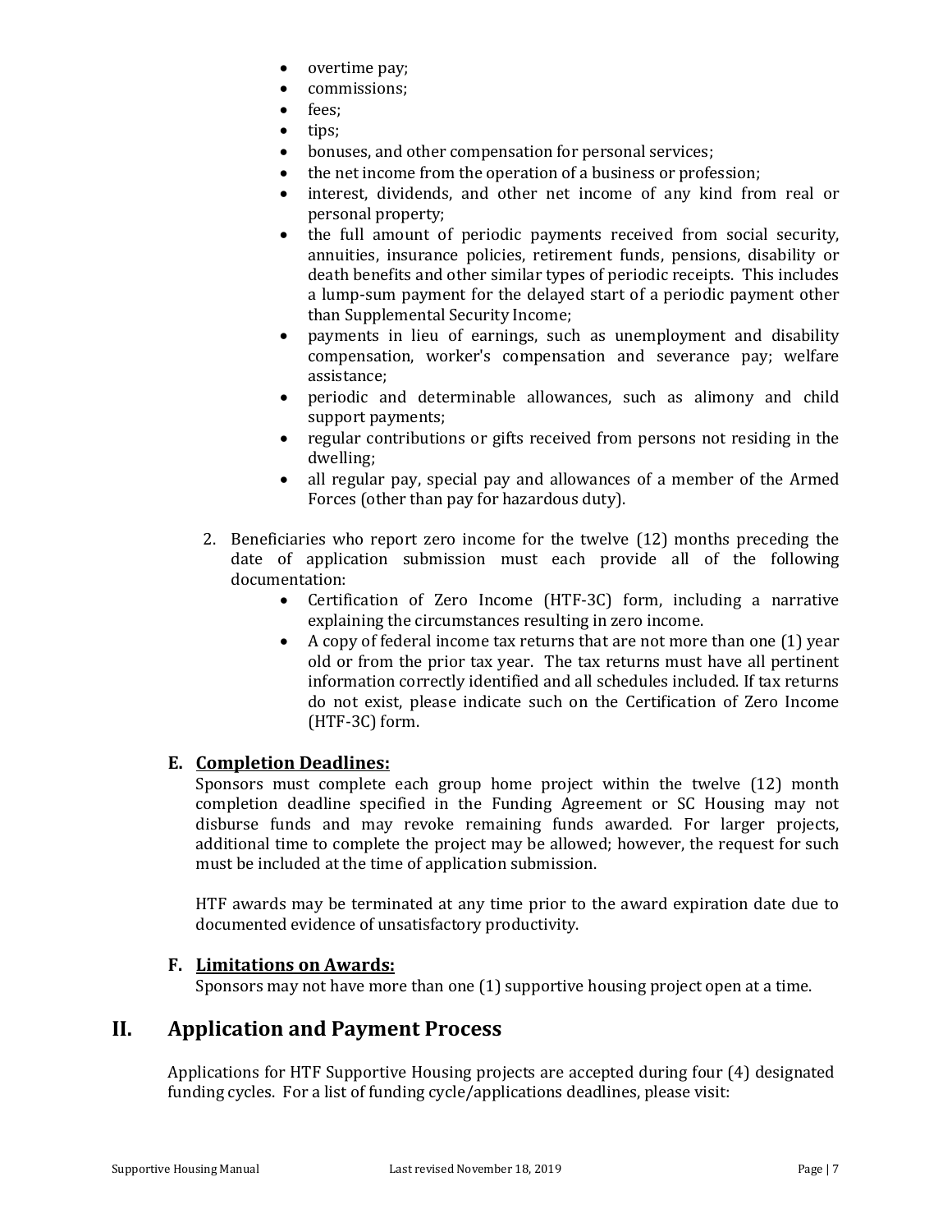- overtime pay;
- commissions;
- fees;
- tips;
- bonuses, and other compensation for personal services;
- the net income from the operation of a business or profession;
- interest, dividends, and other net income of any kind from real or personal property;
- the full amount of periodic payments received from social security, annuities, insurance policies, retirement funds, pensions, disability or death benefits and other similar types of periodic receipts. This includes a lump-sum payment for the delayed start of a periodic payment other than Supplemental Security Income;
- payments in lieu of earnings, such as unemployment and disability compensation, worker's compensation and severance pay; welfare assistance;
- periodic and determinable allowances, such as alimony and child support payments;
- regular contributions or gifts received from persons not residing in the dwelling;
- all regular pay, special pay and allowances of a member of the Armed Forces (other than pay for hazardous duty).

2. Beneficiaries who report zero income for the twelve (12) months preceding the date of application submission must each provide all of the following documentation:
   - Certification of Zero Income (HTF-3C) form, including a narrative explaining the circumstances resulting in zero income.
   - A copy of federal income tax returns that are not more than one (1) year old or from the prior tax year. The tax returns must have all pertinent information correctly identified and all schedules included. If tax returns do not exist, please indicate such on the Certification of Zero Income (HTF-3C) form.

### E. Completion Deadlines:

Sponsors must complete each group home project within the twelve (12) month completion deadline specified in the Funding Agreement or SC Housing may not disburse funds and may revoke remaining funds awarded. For larger projects, additional time to complete the project may be allowed; however, the request for such must be included at the time of application submission.

HTF awards may be terminated at any time prior to the award expiration date due to documented evidence of unsatisfactory productivity.

### F. Limitations on Awards:

Sponsors may not have more than one (1) supportive housing project open at a time.

## II. Application and Payment Process

Applications for HTF Supportive Housing projects are accepted during four (4) designated funding cycles. For a list of funding cycle/applications deadlines, please visit: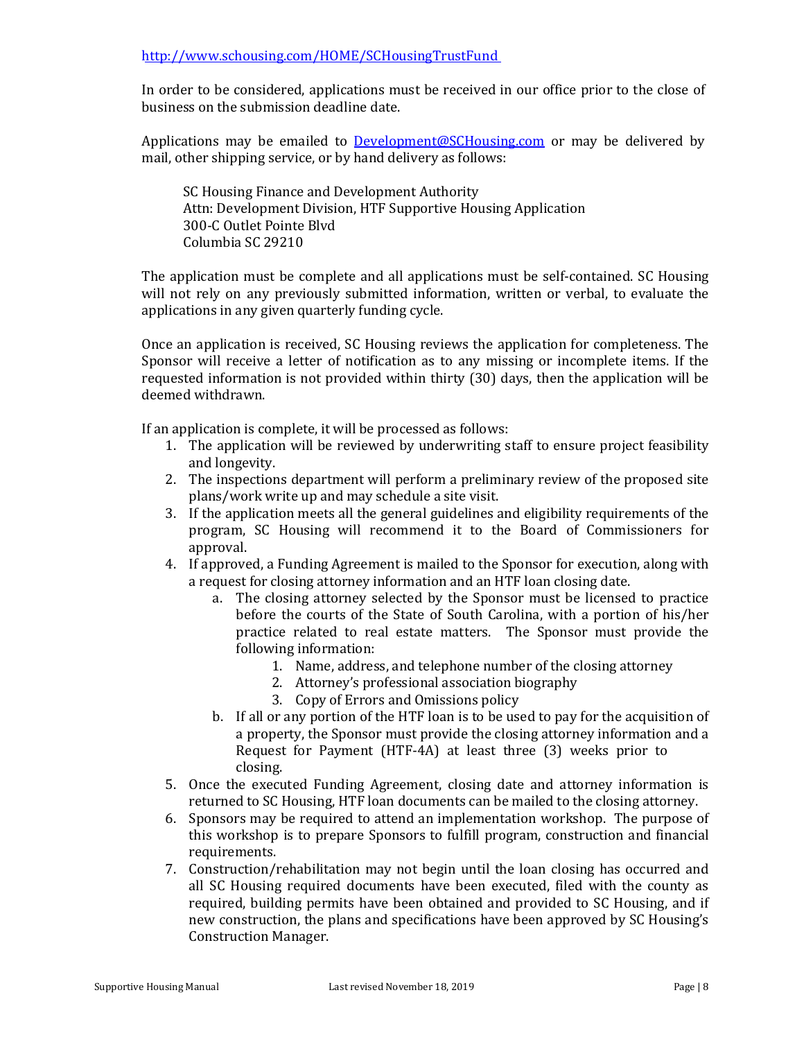http://www.schousing.com/HOME/SCHousingTrustFund

In order to be considered, applications must be received in our office prior to the close of business on the submission deadline date.

Applications may be emailed to Development@SCHousing.com or may be delivered by mail, other shipping service, or by hand delivery as follows:

SC Housing Finance and Development Authority
Attn: Development Division, HTF Supportive Housing Application
300-C Outlet Pointe Blvd
Columbia SC 29210

The application must be complete and all applications must be self-contained. SC Housing will not rely on any previously submitted information, written or verbal, to evaluate the applications in any given quarterly funding cycle.

Once an application is received, SC Housing reviews the application for completeness. The Sponsor will receive a letter of notification as to any missing or incomplete items. If the requested information is not provided within thirty (30) days, then the application will be deemed withdrawn.

If an application is complete, it will be processed as follows:

1. The application will be reviewed by underwriting staff to ensure project feasibility and longevity.
2. The inspections department will perform a preliminary review of the proposed site plans/work write up and may schedule a site visit.
3. If the application meets all the general guidelines and eligibility requirements of the program, SC Housing will recommend it to the Board of Commissioners for approval.
4. If approved, a Funding Agreement is mailed to the Sponsor for execution, along with a request for closing attorney information and an HTF loan closing date.
   a. The closing attorney selected by the Sponsor must be licensed to practice before the courts of the State of South Carolina, with a portion of his/her practice related to real estate matters. The Sponsor must provide the following information:
      1. Name, address, and telephone number of the closing attorney
      2. Attorney's professional association biography
      3. Copy of Errors and Omissions policy
   b. If all or any portion of the HTF loan is to be used to pay for the acquisition of a property, the Sponsor must provide the closing attorney information and a Request for Payment (HTF-4A) at least three (3) weeks prior to closing.
5. Once the executed Funding Agreement, closing date and attorney information is returned to SC Housing, HTF loan documents can be mailed to the closing attorney.
6. Sponsors may be required to attend an implementation workshop. The purpose of this workshop is to prepare Sponsors to fulfill program, construction and financial requirements.
7. Construction/rehabilitation may not begin until the loan closing has occurred and all SC Housing required documents have been executed, filed with the county as required, building permits have been obtained and provided to SC Housing, and if new construction, the plans and specifications have been approved by SC Housing's Construction Manager.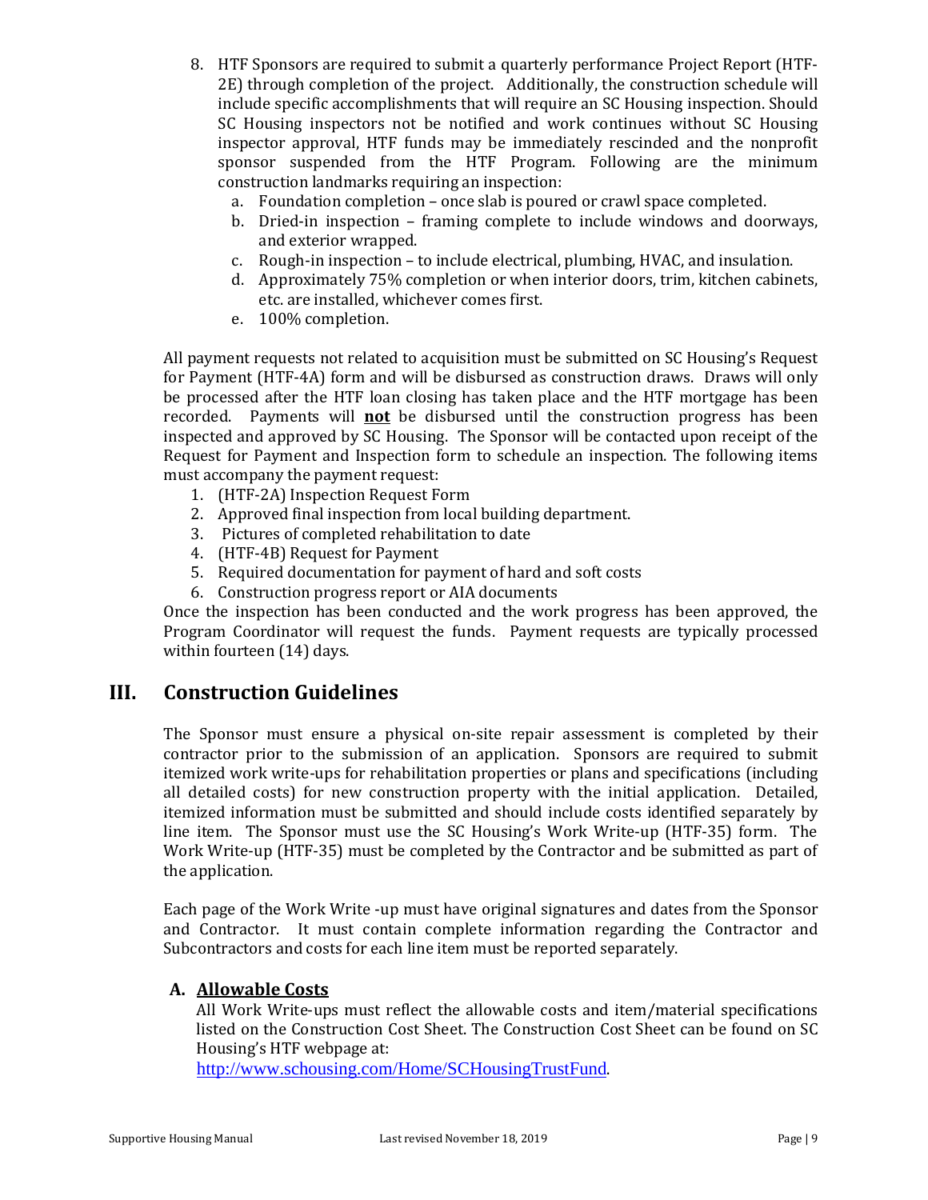8. HTF Sponsors are required to submit a quarterly performance Project Report (HTF-2E) through completion of the project. Additionally, the construction schedule will include specific accomplishments that will require an SC Housing inspection. Should SC Housing inspectors not be notified and work continues without SC Housing inspector approval, HTF funds may be immediately rescinded and the nonprofit sponsor suspended from the HTF Program. Following are the minimum construction landmarks requiring an inspection:
   a. Foundation completion – once slab is poured or crawl space completed.
   b. Dried-in inspection – framing complete to include windows and doorways, and exterior wrapped.
   c. Rough-in inspection – to include electrical, plumbing, HVAC, and insulation.
   d. Approximately 75% completion or when interior doors, trim, kitchen cabinets, etc. are installed, whichever comes first.
   e. 100% completion.

All payment requests not related to acquisition must be submitted on SC Housing's Request for Payment (HTF-4A) form and will be disbursed as construction draws. Draws will only be processed after the HTF loan closing has taken place and the HTF mortgage has been recorded. Payments will **not** be disbursed until the construction progress has been inspected and approved by SC Housing. The Sponsor will be contacted upon receipt of the Request for Payment and Inspection form to schedule an inspection. The following items must accompany the payment request:

1. (HTF-2A) Inspection Request Form
2. Approved final inspection from local building department.
3. Pictures of completed rehabilitation to date
4. (HTF-4B) Request for Payment
5. Required documentation for payment of hard and soft costs
6. Construction progress report or AIA documents

Once the inspection has been conducted and the work progress has been approved, the Program Coordinator will request the funds. Payment requests are typically processed within fourteen (14) days.

# III. Construction Guidelines

The Sponsor must ensure a physical on-site repair assessment is completed by their contractor prior to the submission of an application. Sponsors are required to submit itemized work write-ups for rehabilitation properties or plans and specifications (including all detailed costs) for new construction property with the initial application. Detailed, itemized information must be submitted and should include costs identified separately by line item. The Sponsor must use the SC Housing's Work Write-up (HTF-35) form. The Work Write-up (HTF-35) must be completed by the Contractor and be submitted as part of the application.

Each page of the Work Write -up must have original signatures and dates from the Sponsor and Contractor. It must contain complete information regarding the Contractor and Subcontractors and costs for each line item must be reported separately.

## A. Allowable Costs

All Work Write-ups must reflect the allowable costs and item/material specifications listed on the Construction Cost Sheet. The Construction Cost Sheet can be found on SC Housing's HTF webpage at: http://www.schousing.com/Home/SCHousingTrustFund.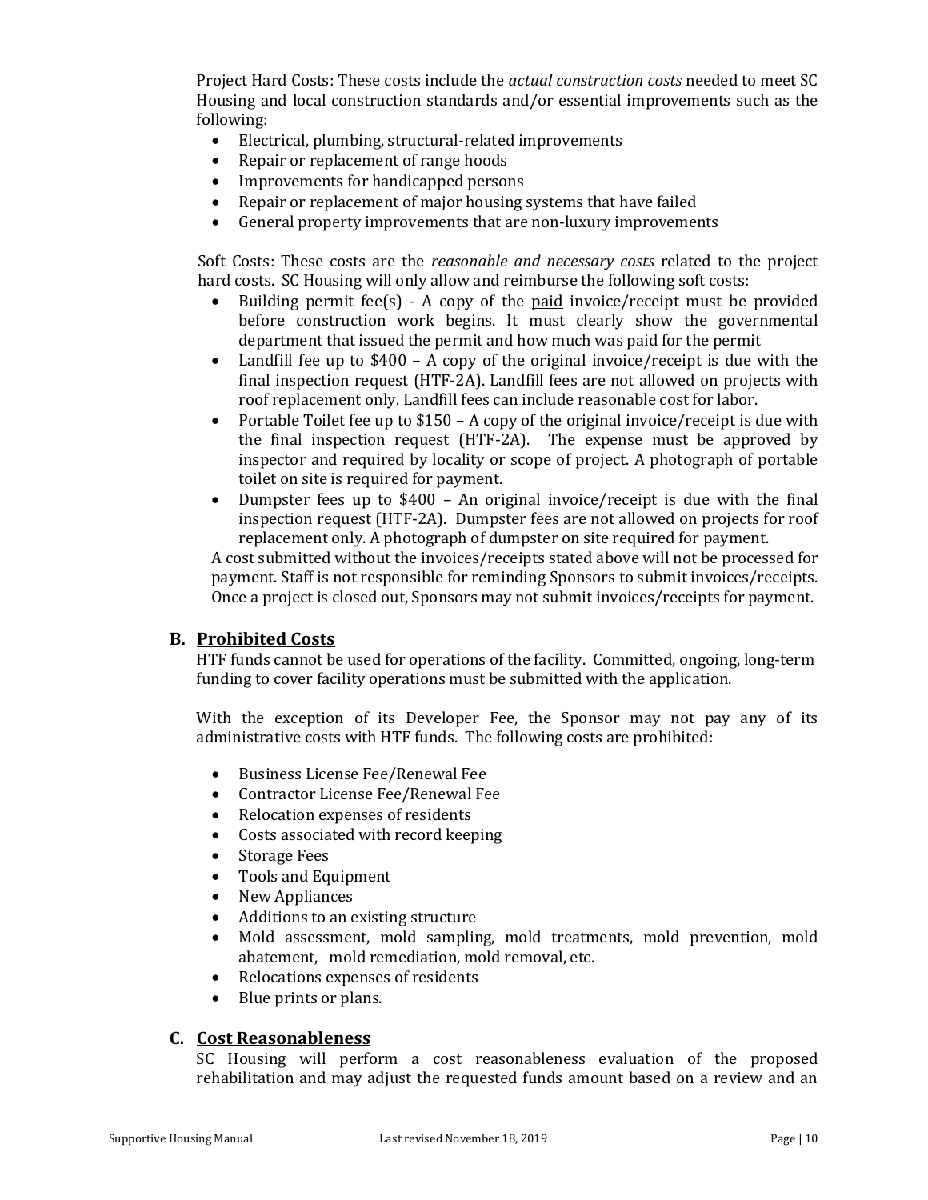Project Hard Costs: These costs include the *actual construction costs* needed to meet SC Housing and local construction standards and/or essential improvements such as the following:

- Electrical, plumbing, structural-related improvements
- Repair or replacement of range hoods
- Improvements for handicapped persons
- Repair or replacement of major housing systems that have failed
- General property improvements that are non-luxury improvements

Soft Costs: These costs are the *reasonable and necessary costs* related to the project hard costs. SC Housing will only allow and reimburse the following soft costs:

- Building permit fee(s) - A copy of the paid invoice/receipt must be provided before construction work begins. It must clearly show the governmental department that issued the permit and how much was paid for the permit
- Landfill fee up to $400 – A copy of the original invoice/receipt is due with the final inspection request (HTF-2A). Landfill fees are not allowed on projects with roof replacement only. Landfill fees can include reasonable cost for labor.
- Portable Toilet fee up to $150 – A copy of the original invoice/receipt is due with the final inspection request (HTF-2A). The expense must be approved by inspector and required by locality or scope of project. A photograph of portable toilet on site is required for payment.
- Dumpster fees up to $400 – An original invoice/receipt is due with the final inspection request (HTF-2A). Dumpster fees are not allowed on projects for roof replacement only. A photograph of dumpster on site required for payment.

A cost submitted without the invoices/receipts stated above will not be processed for payment. Staff is not responsible for reminding Sponsors to submit invoices/receipts. Once a project is closed out, Sponsors may not submit invoices/receipts for payment.

## B. Prohibited Costs

HTF funds cannot be used for operations of the facility. Committed, ongoing, long-term funding to cover facility operations must be submitted with the application.

With the exception of its Developer Fee, the Sponsor may not pay any of its administrative costs with HTF funds. The following costs are prohibited:

- Business License Fee/Renewal Fee
- Contractor License Fee/Renewal Fee
- Relocation expenses of residents
- Costs associated with record keeping
- Storage Fees
- Tools and Equipment
- New Appliances
- Additions to an existing structure
- Mold assessment, mold sampling, mold treatments, mold prevention, mold abatement, mold remediation, mold removal, etc.
- Relocations expenses of residents
- Blue prints or plans.

## C. Cost Reasonableness

SC Housing will perform a cost reasonableness evaluation of the proposed rehabilitation and may adjust the requested funds amount based on a review and an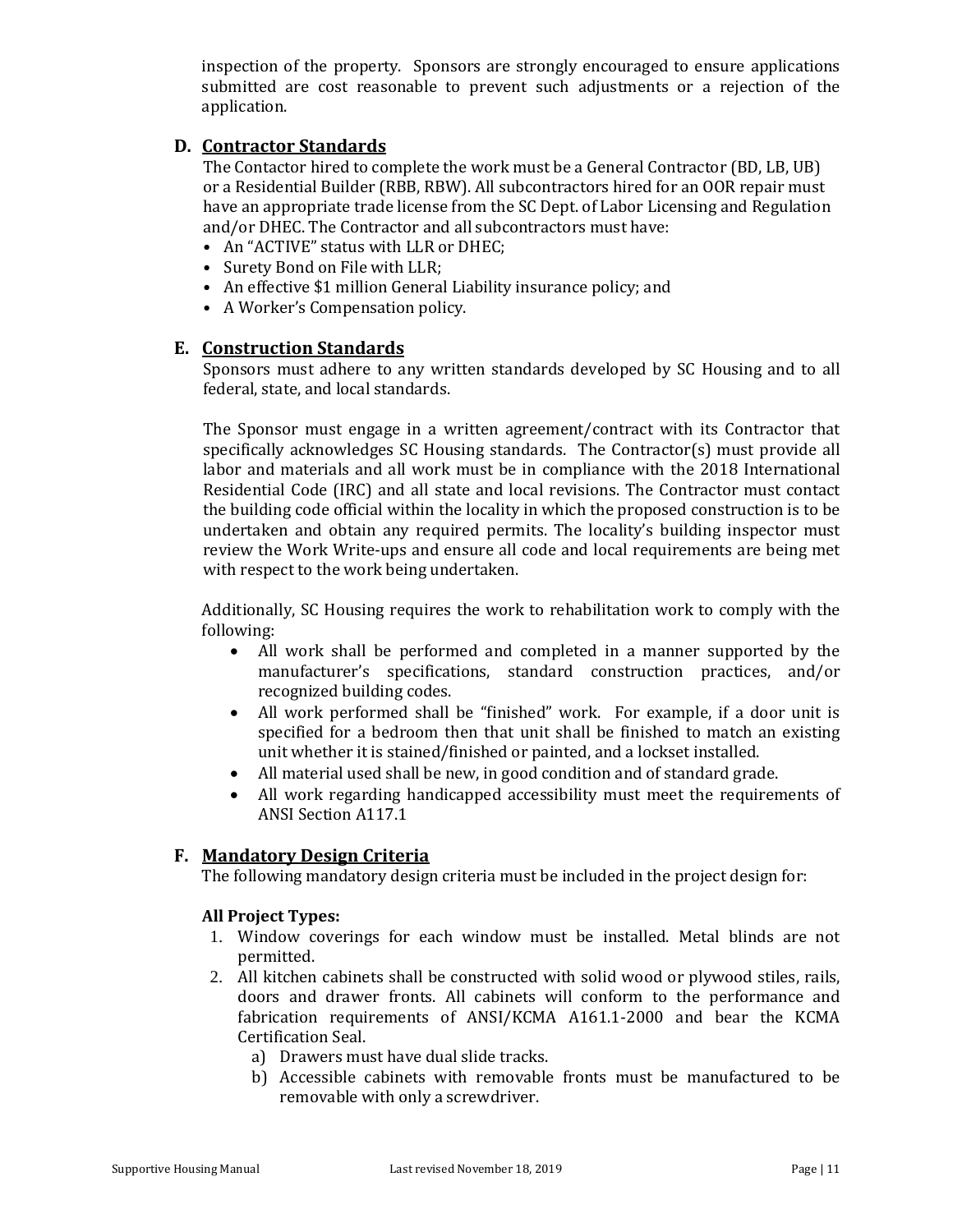inspection of the property. Sponsors are strongly encouraged to ensure applications submitted are cost reasonable to prevent such adjustments or a rejection of the application.

## D. Contractor Standards

The Contactor hired to complete the work must be a General Contractor (BD, LB, UB) or a Residential Builder (RBB, RBW). All subcontractors hired for an OOR repair must have an appropriate trade license from the SC Dept. of Labor Licensing and Regulation and/or DHEC. The Contractor and all subcontractors must have:

- An "ACTIVE" status with LLR or DHEC;
- Surety Bond on File with LLR;
- An effective $1 million General Liability insurance policy; and
- A Worker's Compensation policy.

## E. Construction Standards

Sponsors must adhere to any written standards developed by SC Housing and to all federal, state, and local standards.

The Sponsor must engage in a written agreement/contract with its Contractor that specifically acknowledges SC Housing standards. The Contractor(s) must provide all labor and materials and all work must be in compliance with the 2018 International Residential Code (IRC) and all state and local revisions. The Contractor must contact the building code official within the locality in which the proposed construction is to be undertaken and obtain any required permits. The locality's building inspector must review the Work Write-ups and ensure all code and local requirements are being met with respect to the work being undertaken.

Additionally, SC Housing requires the work to rehabilitation work to comply with the following:

- All work shall be performed and completed in a manner supported by the manufacturer's specifications, standard construction practices, and/or recognized building codes.
- All work performed shall be "finished" work. For example, if a door unit is specified for a bedroom then that unit shall be finished to match an existing unit whether it is stained/finished or painted, and a lockset installed.
- All material used shall be new, in good condition and of standard grade.
- All work regarding handicapped accessibility must meet the requirements of ANSI Section A117.1

## F. Mandatory Design Criteria

The following mandatory design criteria must be included in the project design for:

**All Project Types:**

1. Window coverings for each window must be installed. Metal blinds are not permitted.
2. All kitchen cabinets shall be constructed with solid wood or plywood stiles, rails, doors and drawer fronts. All cabinets will conform to the performance and fabrication requirements of ANSI/KCMA A161.1-2000 and bear the KCMA Certification Seal.
   a) Drawers must have dual slide tracks.
   b) Accessible cabinets with removable fronts must be manufactured to be removable with only a screwdriver.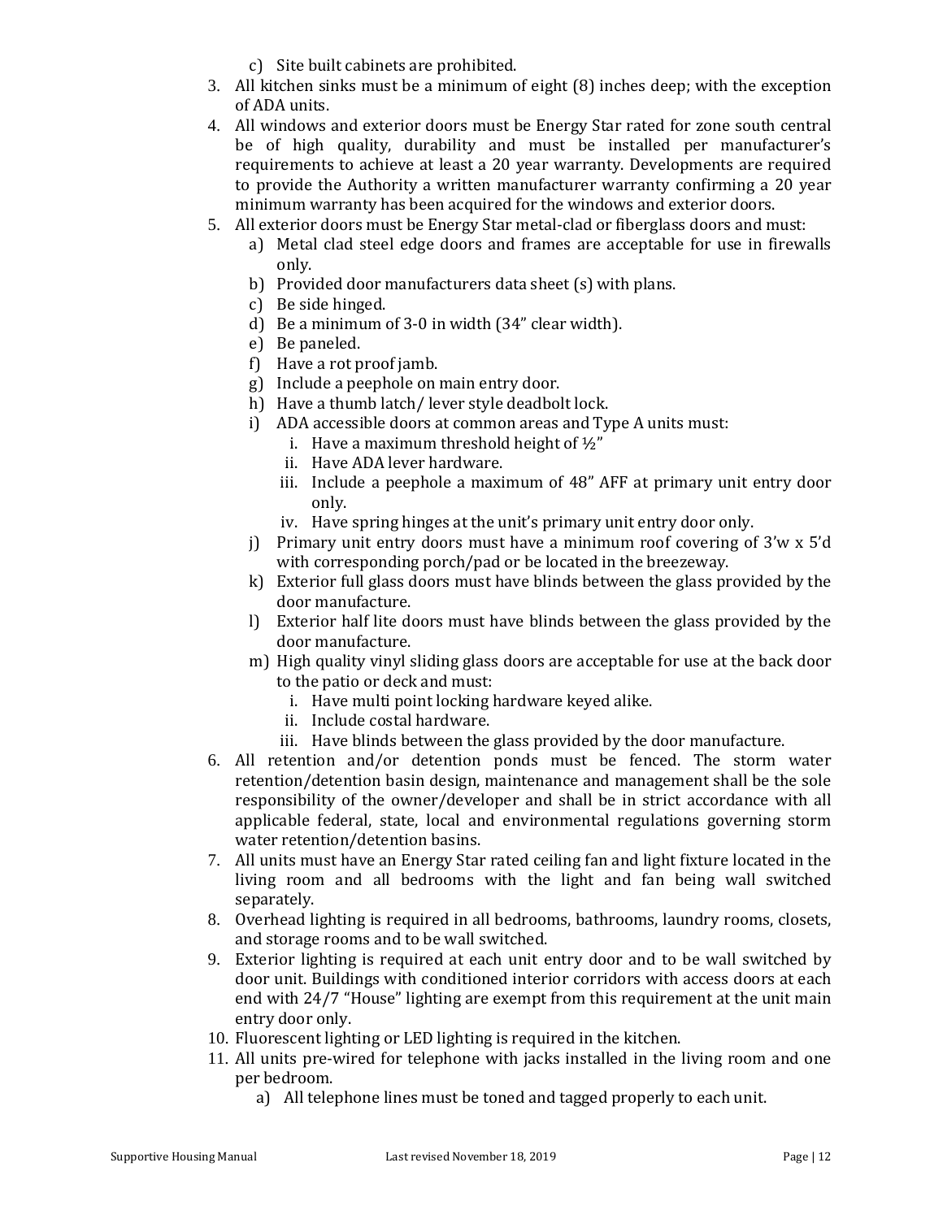c) Site built cabinets are prohibited.

3. All kitchen sinks must be a minimum of eight (8) inches deep; with the exception of ADA units.
4. All windows and exterior doors must be Energy Star rated for zone south central be of high quality, durability and must be installed per manufacturer's requirements to achieve at least a 20 year warranty. Developments are required to provide the Authority a written manufacturer warranty confirming a 20 year minimum warranty has been acquired for the windows and exterior doors.
5. All exterior doors must be Energy Star metal-clad or fiberglass doors and must:
   a) Metal clad steel edge doors and frames are acceptable for use in firewalls only.
   b) Provided door manufacturers data sheet (s) with plans.
   c) Be side hinged.
   d) Be a minimum of 3-0 in width (34" clear width).
   e) Be paneled.
   f) Have a rot proof jamb.
   g) Include a peephole on main entry door.
   h) Have a thumb latch/ lever style deadbolt lock.
   i) ADA accessible doors at common areas and Type A units must:
      i. Have a maximum threshold height of ½"
      ii. Have ADA lever hardware.
      iii. Include a peephole a maximum of 48" AFF at primary unit entry door only.
      iv. Have spring hinges at the unit's primary unit entry door only.
   j) Primary unit entry doors must have a minimum roof covering of 3'w x 5'd with corresponding porch/pad or be located in the breezeway.
   k) Exterior full glass doors must have blinds between the glass provided by the door manufacture.
   l) Exterior half lite doors must have blinds between the glass provided by the door manufacture.
   m) High quality vinyl sliding glass doors are acceptable for use at the back door to the patio or deck and must:
      i. Have multi point locking hardware keyed alike.
      ii. Include costal hardware.
      iii. Have blinds between the glass provided by the door manufacture.
6. All retention and/or detention ponds must be fenced. The storm water retention/detention basin design, maintenance and management shall be the sole responsibility of the owner/developer and shall be in strict accordance with all applicable federal, state, local and environmental regulations governing storm water retention/detention basins.
7. All units must have an Energy Star rated ceiling fan and light fixture located in the living room and all bedrooms with the light and fan being wall switched separately.
8. Overhead lighting is required in all bedrooms, bathrooms, laundry rooms, closets, and storage rooms and to be wall switched.
9. Exterior lighting is required at each unit entry door and to be wall switched by door unit. Buildings with conditioned interior corridors with access doors at each end with 24/7 "House" lighting are exempt from this requirement at the unit main entry door only.
10. Fluorescent lighting or LED lighting is required in the kitchen.
11. All units pre-wired for telephone with jacks installed in the living room and one per bedroom.
    a) All telephone lines must be toned and tagged properly to each unit.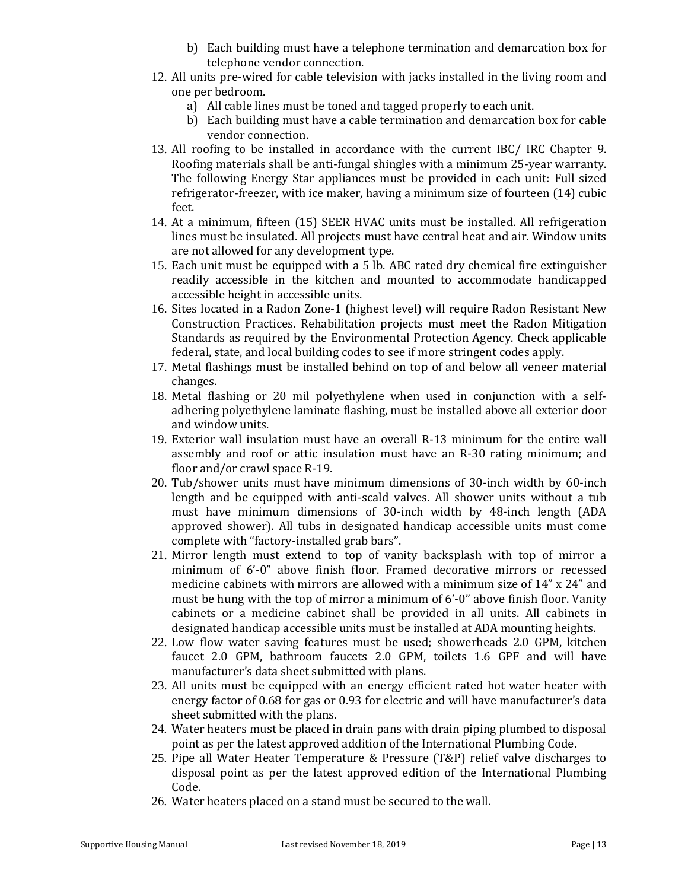b) Each building must have a telephone termination and demarcation box for telephone vendor connection.

12. All units pre-wired for cable television with jacks installed in the living room and one per bedroom.
    a) All cable lines must be toned and tagged properly to each unit.
    b) Each building must have a cable termination and demarcation box for cable vendor connection.
13. All roofing to be installed in accordance with the current IBC/ IRC Chapter 9. Roofing materials shall be anti-fungal shingles with a minimum 25-year warranty. The following Energy Star appliances must be provided in each unit: Full sized refrigerator-freezer, with ice maker, having a minimum size of fourteen (14) cubic feet.
14. At a minimum, fifteen (15) SEER HVAC units must be installed. All refrigeration lines must be insulated. All projects must have central heat and air. Window units are not allowed for any development type.
15. Each unit must be equipped with a 5 lb. ABC rated dry chemical fire extinguisher readily accessible in the kitchen and mounted to accommodate handicapped accessible height in accessible units.
16. Sites located in a Radon Zone-1 (highest level) will require Radon Resistant New Construction Practices. Rehabilitation projects must meet the Radon Mitigation Standards as required by the Environmental Protection Agency. Check applicable federal, state, and local building codes to see if more stringent codes apply.
17. Metal flashings must be installed behind on top of and below all veneer material changes.
18. Metal flashing or 20 mil polyethylene when used in conjunction with a self-adhering polyethylene laminate flashing, must be installed above all exterior door and window units.
19. Exterior wall insulation must have an overall R-13 minimum for the entire wall assembly and roof or attic insulation must have an R-30 rating minimum; and floor and/or crawl space R-19.
20. Tub/shower units must have minimum dimensions of 30-inch width by 60-inch length and be equipped with anti-scald valves. All shower units without a tub must have minimum dimensions of 30-inch width by 48-inch length (ADA approved shower). All tubs in designated handicap accessible units must come complete with "factory-installed grab bars".
21. Mirror length must extend to top of vanity backsplash with top of mirror a minimum of 6'-0" above finish floor. Framed decorative mirrors or recessed medicine cabinets with mirrors are allowed with a minimum size of 14" x 24" and must be hung with the top of mirror a minimum of 6'-0" above finish floor. Vanity cabinets or a medicine cabinet shall be provided in all units. All cabinets in designated handicap accessible units must be installed at ADA mounting heights.
22. Low flow water saving features must be used; showerheads 2.0 GPM, kitchen faucet 2.0 GPM, bathroom faucets 2.0 GPM, toilets 1.6 GPF and will have manufacturer's data sheet submitted with plans.
23. All units must be equipped with an energy efficient rated hot water heater with energy factor of 0.68 for gas or 0.93 for electric and will have manufacturer's data sheet submitted with the plans.
24. Water heaters must be placed in drain pans with drain piping plumbed to disposal point as per the latest approved addition of the International Plumbing Code.
25. Pipe all Water Heater Temperature & Pressure (T&P) relief valve discharges to disposal point as per the latest approved edition of the International Plumbing Code.
26. Water heaters placed on a stand must be secured to the wall.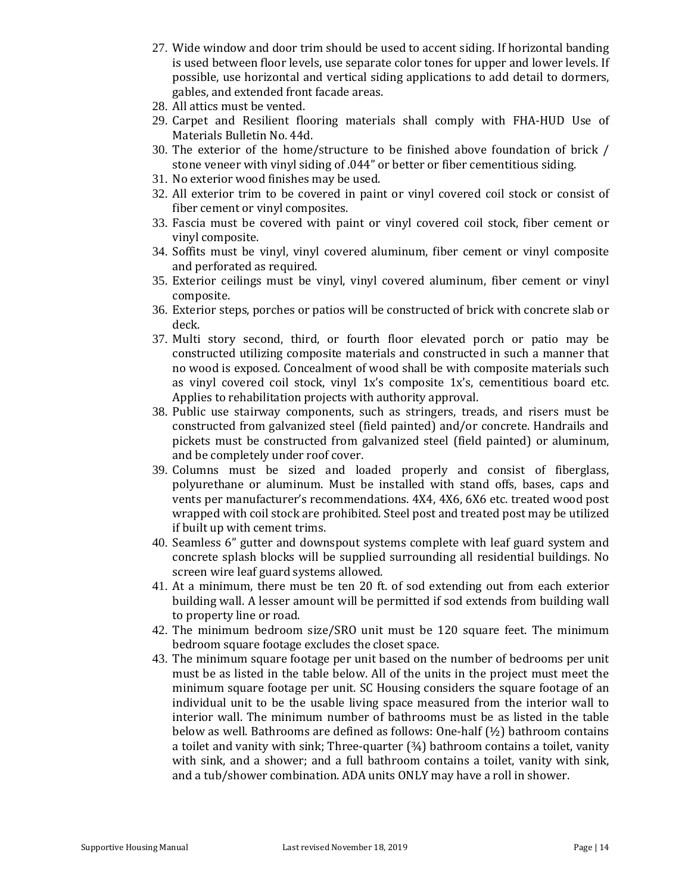27. Wide window and door trim should be used to accent siding. If horizontal banding is used between floor levels, use separate color tones for upper and lower levels. If possible, use horizontal and vertical siding applications to add detail to dormers, gables, and extended front facade areas.
28. All attics must be vented.
29. Carpet and Resilient flooring materials shall comply with FHA-HUD Use of Materials Bulletin No. 44d.
30. The exterior of the home/structure to be finished above foundation of brick / stone veneer with vinyl siding of .044" or better or fiber cementitious siding.
31. No exterior wood finishes may be used.
32. All exterior trim to be covered in paint or vinyl covered coil stock or consist of fiber cement or vinyl composites.
33. Fascia must be covered with paint or vinyl covered coil stock, fiber cement or vinyl composite.
34. Soffits must be vinyl, vinyl covered aluminum, fiber cement or vinyl composite and perforated as required.
35. Exterior ceilings must be vinyl, vinyl covered aluminum, fiber cement or vinyl composite.
36. Exterior steps, porches or patios will be constructed of brick with concrete slab or deck.
37. Multi story second, third, or fourth floor elevated porch or patio may be constructed utilizing composite materials and constructed in such a manner that no wood is exposed. Concealment of wood shall be with composite materials such as vinyl covered coil stock, vinyl 1x's composite 1x's, cementitious board etc. Applies to rehabilitation projects with authority approval.
38. Public use stairway components, such as stringers, treads, and risers must be constructed from galvanized steel (field painted) and/or concrete. Handrails and pickets must be constructed from galvanized steel (field painted) or aluminum, and be completely under roof cover.
39. Columns must be sized and loaded properly and consist of fiberglass, polyurethane or aluminum. Must be installed with stand offs, bases, caps and vents per manufacturer's recommendations. 4X4, 4X6, 6X6 etc. treated wood post wrapped with coil stock are prohibited. Steel post and treated post may be utilized if built up with cement trims.
40. Seamless 6" gutter and downspout systems complete with leaf guard system and concrete splash blocks will be supplied surrounding all residential buildings. No screen wire leaf guard systems allowed.
41. At a minimum, there must be ten 20 ft. of sod extending out from each exterior building wall. A lesser amount will be permitted if sod extends from building wall to property line or road.
42. The minimum bedroom size/SRO unit must be 120 square feet. The minimum bedroom square footage excludes the closet space.
43. The minimum square footage per unit based on the number of bedrooms per unit must be as listed in the table below. All of the units in the project must meet the minimum square footage per unit. SC Housing considers the square footage of an individual unit to be the usable living space measured from the interior wall to interior wall. The minimum number of bathrooms must be as listed in the table below as well. Bathrooms are defined as follows: One-half (½) bathroom contains a toilet and vanity with sink; Three-quarter (¾) bathroom contains a toilet, vanity with sink, and a shower; and a full bathroom contains a toilet, vanity with sink, and a tub/shower combination. ADA units ONLY may have a roll in shower.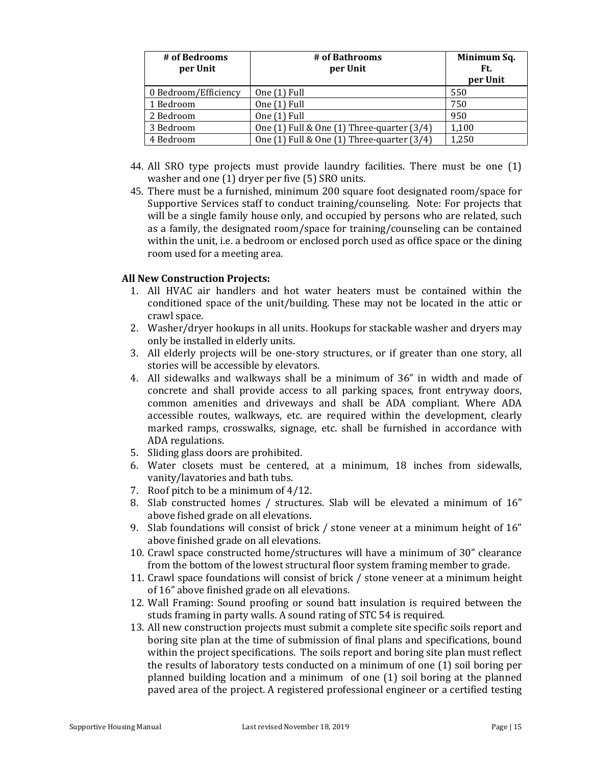| # of Bedrooms per Unit | # of Bathrooms per Unit | Minimum Sq. Ft. per Unit |
|---|---|---|
| 0 Bedroom/Efficiency | One (1) Full | 550 |
| 1 Bedroom | One (1) Full | 750 |
| 2 Bedroom | One (1) Full | 950 |
| 3 Bedroom | One (1) Full & One (1) Three-quarter (3/4) | 1,100 |
| 4 Bedroom | One (1) Full & One (1) Three-quarter (3/4) | 1,250 |

44. All SRO type projects must provide laundry facilities. There must be one (1) washer and one (1) dryer per five (5) SRO units.
45. There must be a furnished, minimum 200 square foot designated room/space for Supportive Services staff to conduct training/counseling. Note: For projects that will be a single family house only, and occupied by persons who are related, such as a family, the designated room/space for training/counseling can be contained within the unit, i.e. a bedroom or enclosed porch used as office space or the dining room used for a meeting area.

**All New Construction Projects:**

1. All HVAC air handlers and hot water heaters must be contained within the conditioned space of the unit/building. These may not be located in the attic or crawl space.
2. Washer/dryer hookups in all units. Hookups for stackable washer and dryers may only be installed in elderly units.
3. All elderly projects will be one-story structures, or if greater than one story, all stories will be accessible by elevators.
4. All sidewalks and walkways shall be a minimum of 36" in width and made of concrete and shall provide access to all parking spaces, front entryway doors, common amenities and driveways and shall be ADA compliant. Where ADA accessible routes, walkways, etc. are required within the development, clearly marked ramps, crosswalks, signage, etc. shall be furnished in accordance with ADA regulations.
5. Sliding glass doors are prohibited.
6. Water closets must be centered, at a minimum, 18 inches from sidewalls, vanity/lavatories and bath tubs.
7. Roof pitch to be a minimum of 4/12.
8. Slab constructed homes / structures. Slab will be elevated a minimum of 16" above fished grade on all elevations.
9. Slab foundations will consist of brick / stone veneer at a minimum height of 16" above finished grade on all elevations.
10. Crawl space constructed home/structures will have a minimum of 30" clearance from the bottom of the lowest structural floor system framing member to grade.
11. Crawl space foundations will consist of brick / stone veneer at a minimum height of 16" above finished grade on all elevations.
12. Wall Framing: Sound proofing or sound batt insulation is required between the studs framing in party walls. A sound rating of STC 54 is required.
13. All new construction projects must submit a complete site specific soils report and boring site plan at the time of submission of final plans and specifications, bound within the project specifications. The soils report and boring site plan must reflect the results of laboratory tests conducted on a minimum of one (1) soil boring per planned building location and a minimum of one (1) soil boring at the planned paved area of the project. A registered professional engineer or a certified testing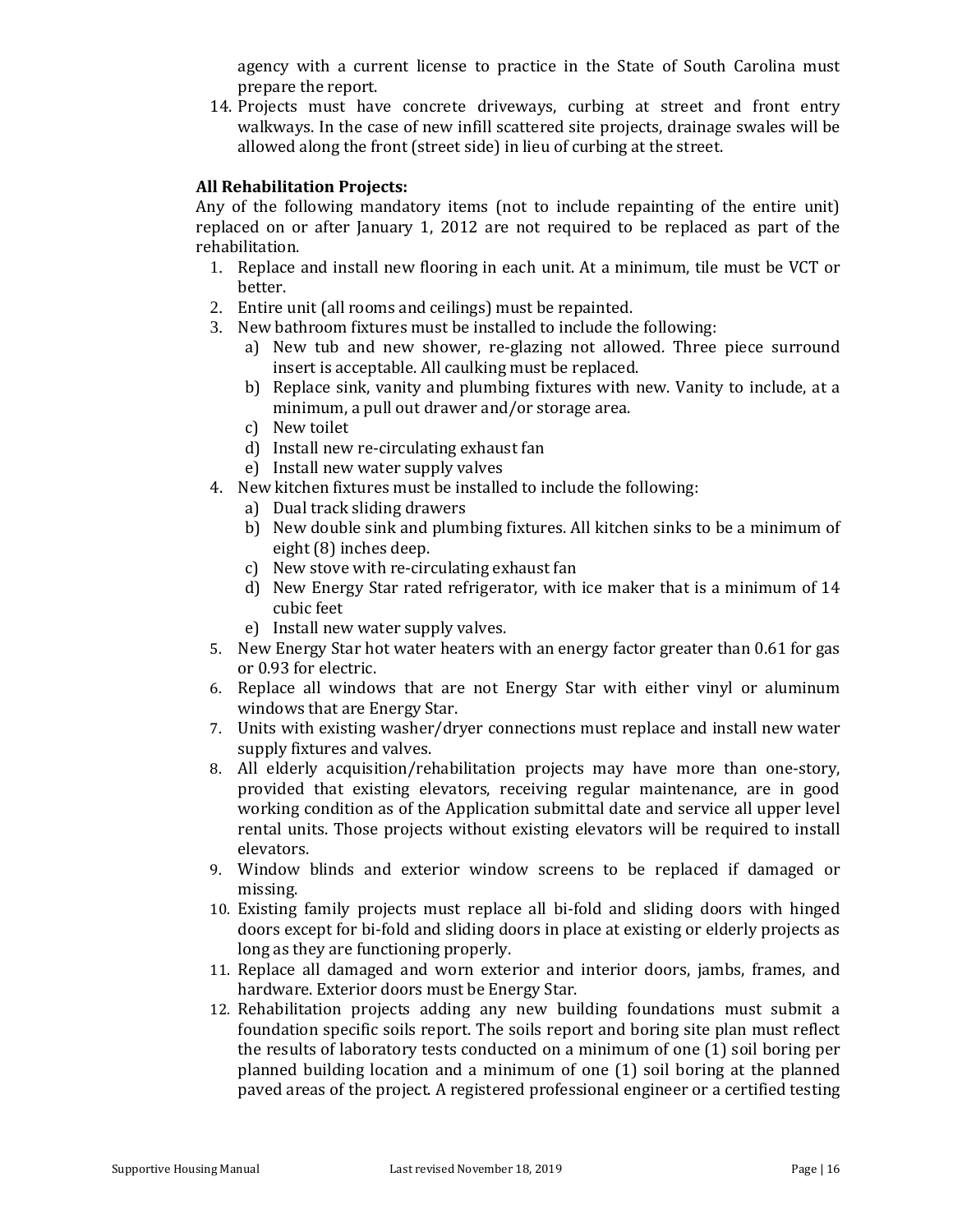agency with a current license to practice in the State of South Carolina must prepare the report.

14. Projects must have concrete driveways, curbing at street and front entry walkways. In the case of new infill scattered site projects, drainage swales will be allowed along the front (street side) in lieu of curbing at the street.

**All Rehabilitation Projects:**

Any of the following mandatory items (not to include repainting of the entire unit) replaced on or after January 1, 2012 are not required to be replaced as part of the rehabilitation.

1. Replace and install new flooring in each unit. At a minimum, tile must be VCT or better.
2. Entire unit (all rooms and ceilings) must be repainted.
3. New bathroom fixtures must be installed to include the following:
   a) New tub and new shower, re-glazing not allowed. Three piece surround insert is acceptable. All caulking must be replaced.
   b) Replace sink, vanity and plumbing fixtures with new. Vanity to include, at a minimum, a pull out drawer and/or storage area.
   c) New toilet
   d) Install new re-circulating exhaust fan
   e) Install new water supply valves
4. New kitchen fixtures must be installed to include the following:
   a) Dual track sliding drawers
   b) New double sink and plumbing fixtures. All kitchen sinks to be a minimum of eight (8) inches deep.
   c) New stove with re-circulating exhaust fan
   d) New Energy Star rated refrigerator, with ice maker that is a minimum of 14 cubic feet
   e) Install new water supply valves.
5. New Energy Star hot water heaters with an energy factor greater than 0.61 for gas or 0.93 for electric.
6. Replace all windows that are not Energy Star with either vinyl or aluminum windows that are Energy Star.
7. Units with existing washer/dryer connections must replace and install new water supply fixtures and valves.
8. All elderly acquisition/rehabilitation projects may have more than one-story, provided that existing elevators, receiving regular maintenance, are in good working condition as of the Application submittal date and service all upper level rental units. Those projects without existing elevators will be required to install elevators.
9. Window blinds and exterior window screens to be replaced if damaged or missing.
10. Existing family projects must replace all bi-fold and sliding doors with hinged doors except for bi-fold and sliding doors in place at existing or elderly projects as long as they are functioning properly.
11. Replace all damaged and worn exterior and interior doors, jambs, frames, and hardware. Exterior doors must be Energy Star.
12. Rehabilitation projects adding any new building foundations must submit a foundation specific soils report. The soils report and boring site plan must reflect the results of laboratory tests conducted on a minimum of one (1) soil boring per planned building location and a minimum of one (1) soil boring at the planned paved areas of the project. A registered professional engineer or a certified testing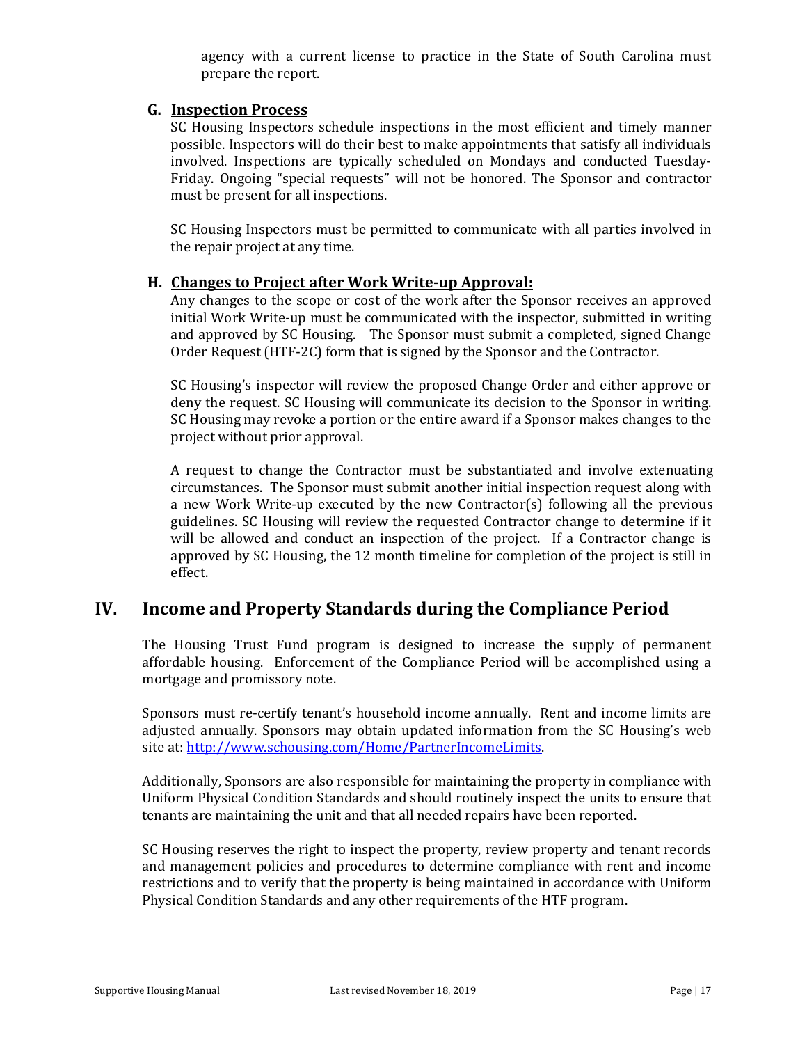agency with a current license to practice in the State of South Carolina must prepare the report.

### G. Inspection Process

SC Housing Inspectors schedule inspections in the most efficient and timely manner possible. Inspectors will do their best to make appointments that satisfy all individuals involved. Inspections are typically scheduled on Mondays and conducted Tuesday-Friday. Ongoing "special requests" will not be honored. The Sponsor and contractor must be present for all inspections.

SC Housing Inspectors must be permitted to communicate with all parties involved in the repair project at any time.

### H. Changes to Project after Work Write-up Approval:

Any changes to the scope or cost of the work after the Sponsor receives an approved initial Work Write-up must be communicated with the inspector, submitted in writing and approved by SC Housing. The Sponsor must submit a completed, signed Change Order Request (HTF-2C) form that is signed by the Sponsor and the Contractor.

SC Housing's inspector will review the proposed Change Order and either approve or deny the request. SC Housing will communicate its decision to the Sponsor in writing. SC Housing may revoke a portion or the entire award if a Sponsor makes changes to the project without prior approval.

A request to change the Contractor must be substantiated and involve extenuating circumstances. The Sponsor must submit another initial inspection request along with a new Work Write-up executed by the new Contractor(s) following all the previous guidelines. SC Housing will review the requested Contractor change to determine if it will be allowed and conduct an inspection of the project. If a Contractor change is approved by SC Housing, the 12 month timeline for completion of the project is still in effect.

## IV. Income and Property Standards during the Compliance Period

The Housing Trust Fund program is designed to increase the supply of permanent affordable housing. Enforcement of the Compliance Period will be accomplished using a mortgage and promissory note.

Sponsors must re-certify tenant's household income annually. Rent and income limits are adjusted annually. Sponsors may obtain updated information from the SC Housing's web site at: http://www.schousing.com/Home/PartnerIncomeLimits.

Additionally, Sponsors are also responsible for maintaining the property in compliance with Uniform Physical Condition Standards and should routinely inspect the units to ensure that tenants are maintaining the unit and that all needed repairs have been reported.

SC Housing reserves the right to inspect the property, review property and tenant records and management policies and procedures to determine compliance with rent and income restrictions and to verify that the property is being maintained in accordance with Uniform Physical Condition Standards and any other requirements of the HTF program.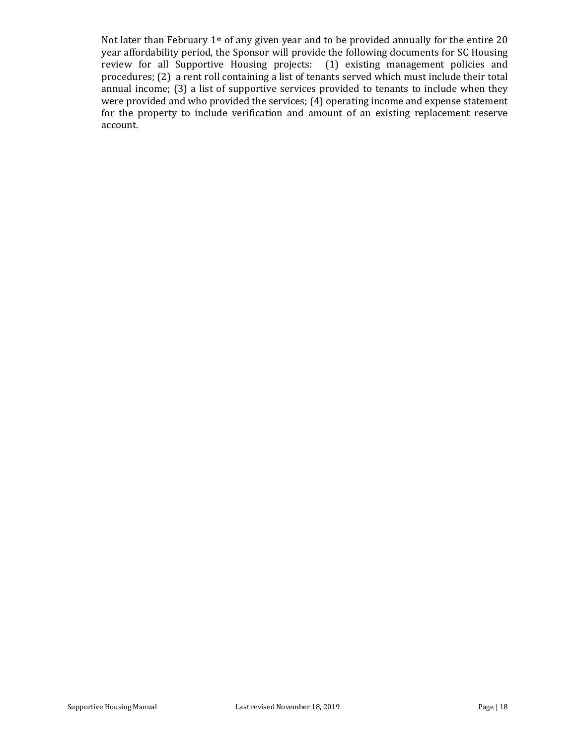Not later than February 1st of any given year and to be provided annually for the entire 20 year affordability period, the Sponsor will provide the following documents for SC Housing review for all Supportive Housing projects: (1) existing management policies and procedures; (2) a rent roll containing a list of tenants served which must include their total annual income; (3) a list of supportive services provided to tenants to include when they were provided and who provided the services; (4) operating income and expense statement for the property to include verification and amount of an existing replacement reserve account.